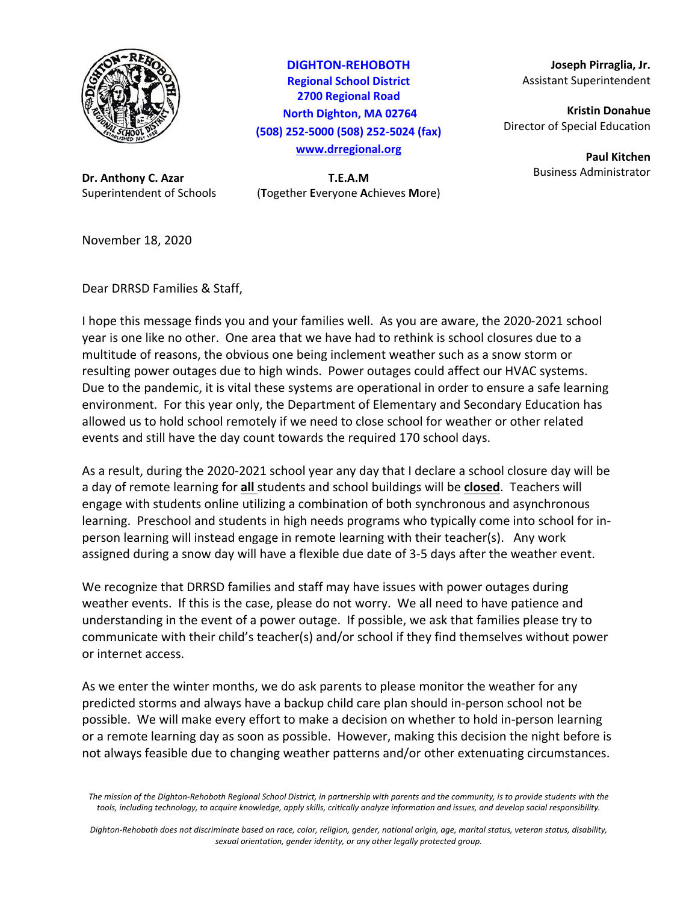**DIGHTON-REHOBOTH**
**Regional School District**
**2700 Regional Road**
**North Dighton, MA 02764**
**(508) 252-5000 (508) 252-5024 (fax)**
**www.drregional.org**

**Joseph Pirraglia, Jr.**
Assistant Superintendent

**Kristin Donahue**
Director of Special Education

**Paul Kitchen**
Business Administrator

**Dr. Anthony C. Azar**
Superintendent of Schools

**T.E.A.M**
(**T**ogether **E**veryone **A**chieves **M**ore)

November 18, 2020

Dear DRRSD Families & Staff,

I hope this message finds you and your families well. As you are aware, the 2020-2021 school year is one like no other. One area that we have had to rethink is school closures due to a multitude of reasons, the obvious one being inclement weather such as a snow storm or resulting power outages due to high winds. Power outages could affect our HVAC systems. Due to the pandemic, it is vital these systems are operational in order to ensure a safe learning environment. For this year only, the Department of Elementary and Secondary Education has allowed us to hold school remotely if we need to close school for weather or other related events and still have the day count towards the required 170 school days.

As a result, during the 2020-2021 school year any day that I declare a school closure day will be a day of remote learning for **all** students and school buildings will be **closed**. Teachers will engage with students online utilizing a combination of both synchronous and asynchronous learning. Preschool and students in high needs programs who typically come into school for in-person learning will instead engage in remote learning with their teacher(s). Any work assigned during a snow day will have a flexible due date of 3-5 days after the weather event.

We recognize that DRRSD families and staff may have issues with power outages during weather events. If this is the case, please do not worry. We all need to have patience and understanding in the event of a power outage. If possible, we ask that families please try to communicate with their child's teacher(s) and/or school if they find themselves without power or internet access.

As we enter the winter months, we do ask parents to please monitor the weather for any predicted storms and always have a backup child care plan should in-person school not be possible. We will make every effort to make a decision on whether to hold in-person learning or a remote learning day as soon as possible. However, making this decision the night before is not always feasible due to changing weather patterns and/or other extenuating circumstances.

*The mission of the Dighton-Rehoboth Regional School District, in partnership with parents and the community, is to provide students with the tools, including technology, to acquire knowledge, apply skills, critically analyze information and issues, and develop social responsibility.*

*Dighton-Rehoboth does not discriminate based on race, color, religion, gender, national origin, age, marital status, veteran status, disability, sexual orientation, gender identity, or any other legally protected group.*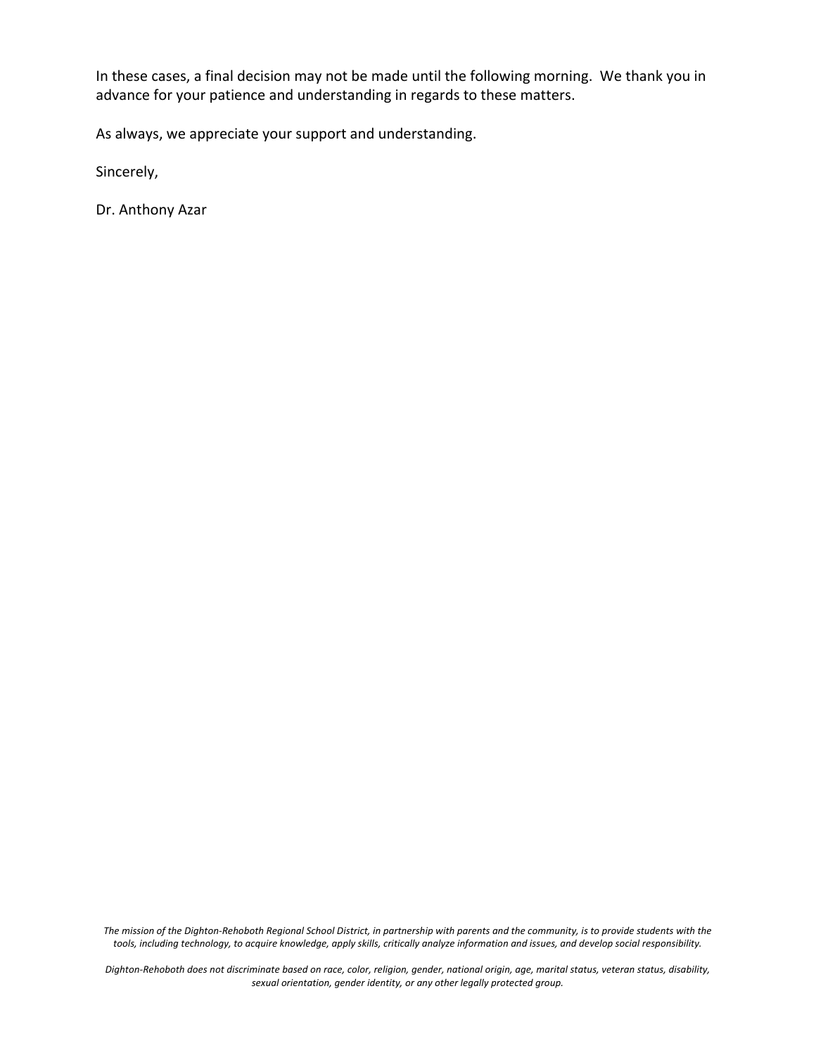In these cases, a final decision may not be made until the following morning. We thank you in advance for your patience and understanding in regards to these matters.

As always, we appreciate your support and understanding.

Sincerely,

Dr. Anthony Azar

*The mission of the Dighton-Rehoboth Regional School District, in partnership with parents and the community, is to provide students with the tools, including technology, to acquire knowledge, apply skills, critically analyze information and issues, and develop social responsibility.*

*Dighton-Rehoboth does not discriminate based on race, color, religion, gender, national origin, age, marital status, veteran status, disability, sexual orientation, gender identity, or any other legally protected group.*